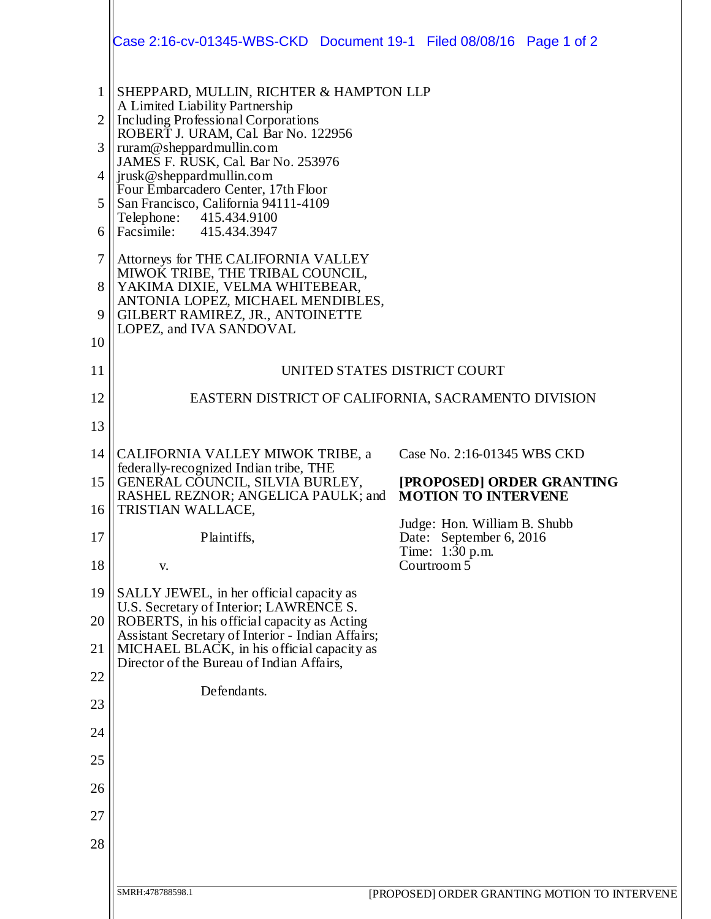SHEPPARD, MULLIN, RICHTER & HAMPTON LLP
A Limited Liability Partnership
Including Professional Corporations
ROBERT J. URAM, Cal. Bar No. 122956
ruram@sheppardmullin.com
JAMES F. RUSK, Cal. Bar No. 253976
jrusk@sheppardmullin.com
Four Embarcadero Center, 17th Floor
San Francisco, California 94111-4109
Telephone: 415.434.9100
Facsimile: 415.434.3947

Attorneys for THE CALIFORNIA VALLEY MIWOK TRIBE, THE TRIBAL COUNCIL, YAKIMA DIXIE, VELMA WHITEBEAR, ANTONIA LOPEZ, MICHAEL MENDIBLES, GILBERT RAMIREZ, JR., ANTOINETTE LOPEZ, and IVA SANDOVAL

UNITED STATES DISTRICT COURT

EASTERN DISTRICT OF CALIFORNIA, SACRAMENTO DIVISION

CALIFORNIA VALLEY MIWOK TRIBE, a federally-recognized Indian tribe, THE GENERAL COUNCIL, SILVIA BURLEY, RASHEL REZNOR; ANGELICA PAULK; and TRISTIAN WALLACE,

Plaintiffs,

v.

SALLY JEWEL, in her official capacity as U.S. Secretary of Interior; LAWRENCE S. ROBERTS, in his official capacity as Acting Assistant Secretary of Interior - Indian Affairs; MICHAEL BLACK, in his official capacity as Director of the Bureau of Indian Affairs,

Defendants.

Case No. 2:16-01345 WBS CKD

**[PROPOSED] ORDER GRANTING MOTION TO INTERVENE**

Judge: Hon. William B. Shubb
Date: September 6, 2016
Time: 1:30 p.m.
Courtroom 5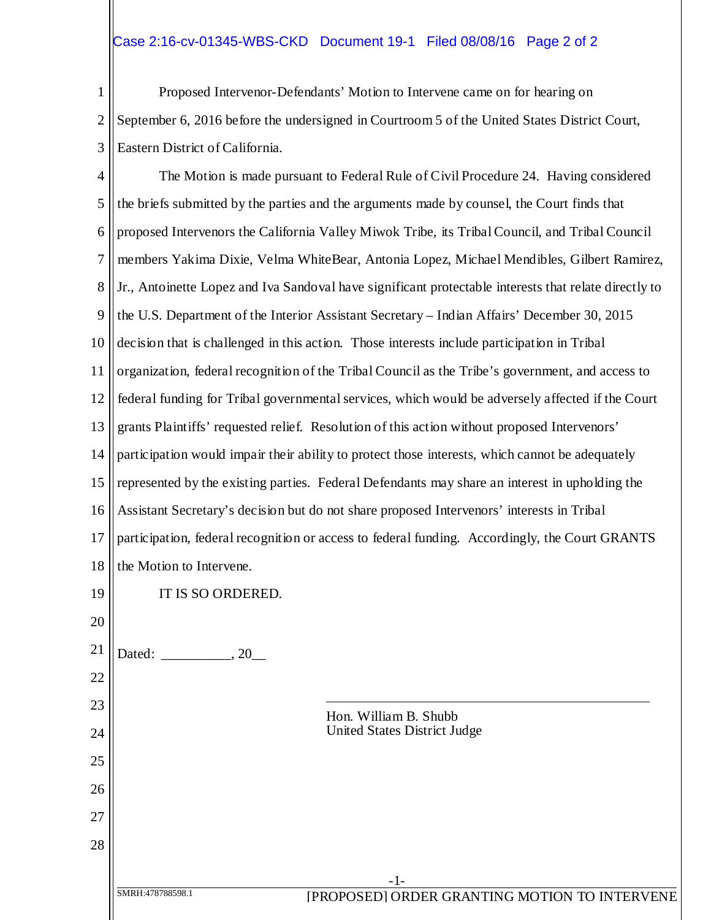Proposed Intervenor-Defendants' Motion to Intervene came on for hearing on September 6, 2016 before the undersigned in Courtroom 5 of the United States District Court, Eastern District of California.

The Motion is made pursuant to Federal Rule of Civil Procedure 24. Having considered the briefs submitted by the parties and the arguments made by counsel, the Court finds that proposed Intervenors the California Valley Miwok Tribe, its Tribal Council, and Tribal Council members Yakima Dixie, Velma WhiteBear, Antonia Lopez, Michael Mendibles, Gilbert Ramirez, Jr., Antoinette Lopez and Iva Sandoval have significant protectable interests that relate directly to the U.S. Department of the Interior Assistant Secretary – Indian Affairs' December 30, 2015 decision that is challenged in this action. Those interests include participation in Tribal organization, federal recognition of the Tribal Council as the Tribe's government, and access to federal funding for Tribal governmental services, which would be adversely affected if the Court grants Plaintiffs' requested relief. Resolution of this action without proposed Intervenors' participation would impair their ability to protect those interests, which cannot be adequately represented by the existing parties. Federal Defendants may share an interest in upholding the Assistant Secretary's decision but do not share proposed Intervenors' interests in Tribal participation, federal recognition or access to federal funding. Accordingly, the Court GRANTS the Motion to Intervene.

IT IS SO ORDERED.

Dated: __________, 20__

Hon. William B. Shubb
United States District Judge

SMRH:478788598.1

[PROPOSED] ORDER GRANTING MOTION TO INTERVENE